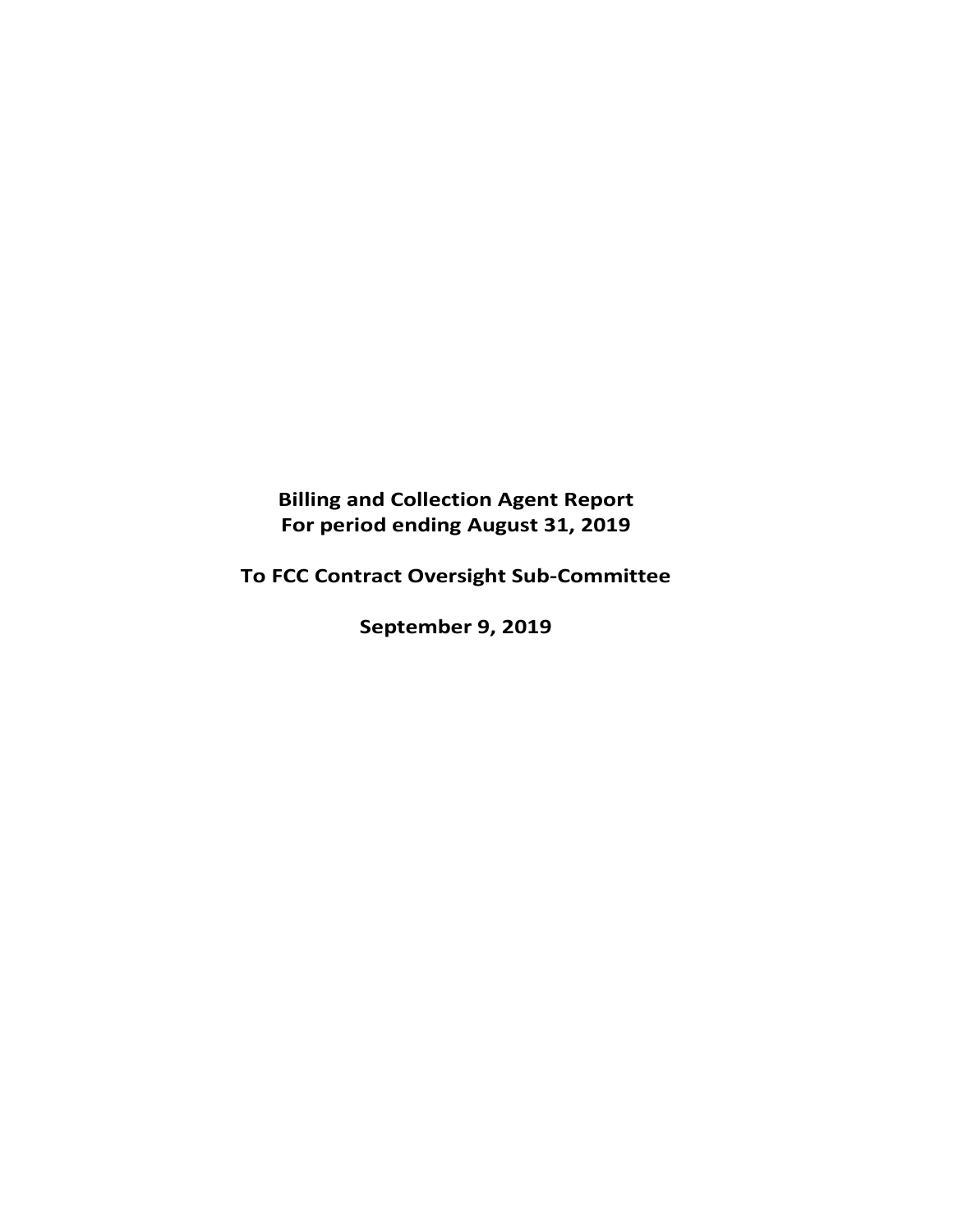**Billing and Collection Agent Report**
**For period ending August 31, 2019**

**To FCC Contract Oversight Sub-Committee**

**September 9, 2019**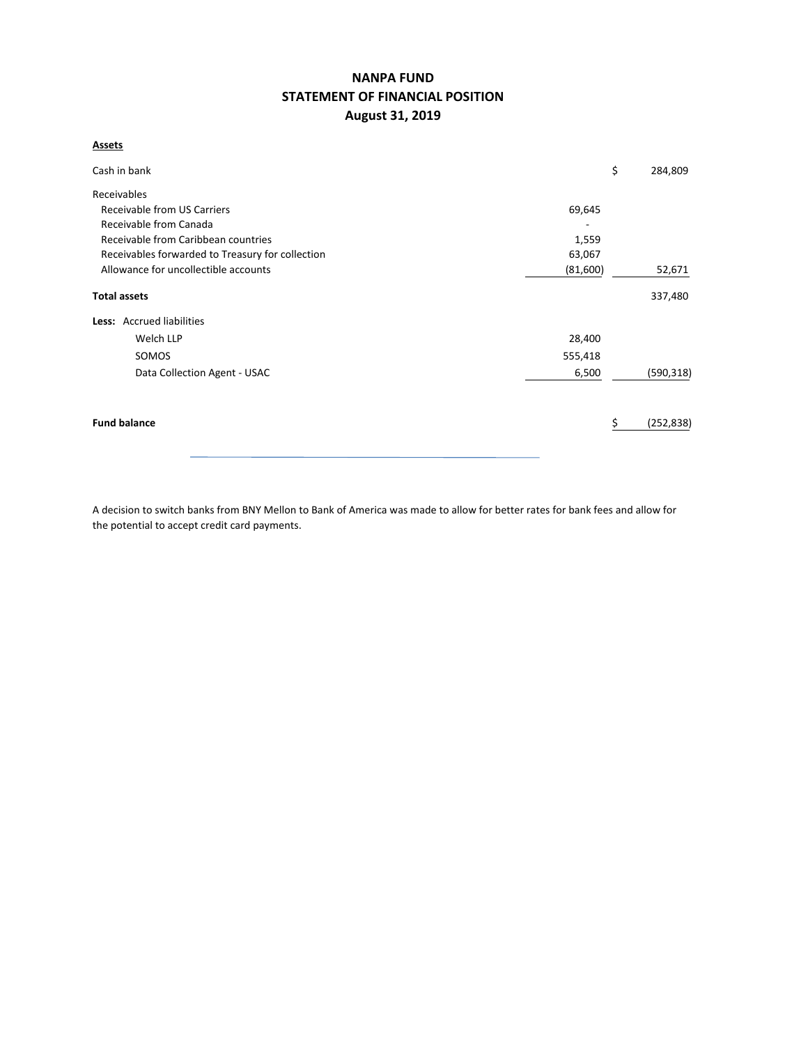# NANPA FUND
## STATEMENT OF FINANCIAL POSITION
### August 31, 2019

**Assets**

| | | | |
|---|---|---|---|
| Cash in bank | | $ | 284,809 |
| Receivables | | | |
| Receivable from US Carriers | 69,645 | | |
| Receivable from Canada | - | | |
| Receivable from Caribbean countries | 1,559 | | |
| Receivables forwarded to Treasury for collection | 63,067 | | |
| Allowance for uncollectible accounts | (81,600) | | 52,671 |
| **Total assets** | | | 337,480 |
| **Less:** Accrued liabilities | | | |
| Welch LLP | 28,400 | | |
| SOMOS | 555,418 | | |
| Data Collection Agent - USAC | 6,500 | | (590,318) |
| **Fund balance** | | $ | (252,838) |

A decision to switch banks from BNY Mellon to Bank of America was made to allow for better rates for bank fees and allow for the potential to accept credit card payments.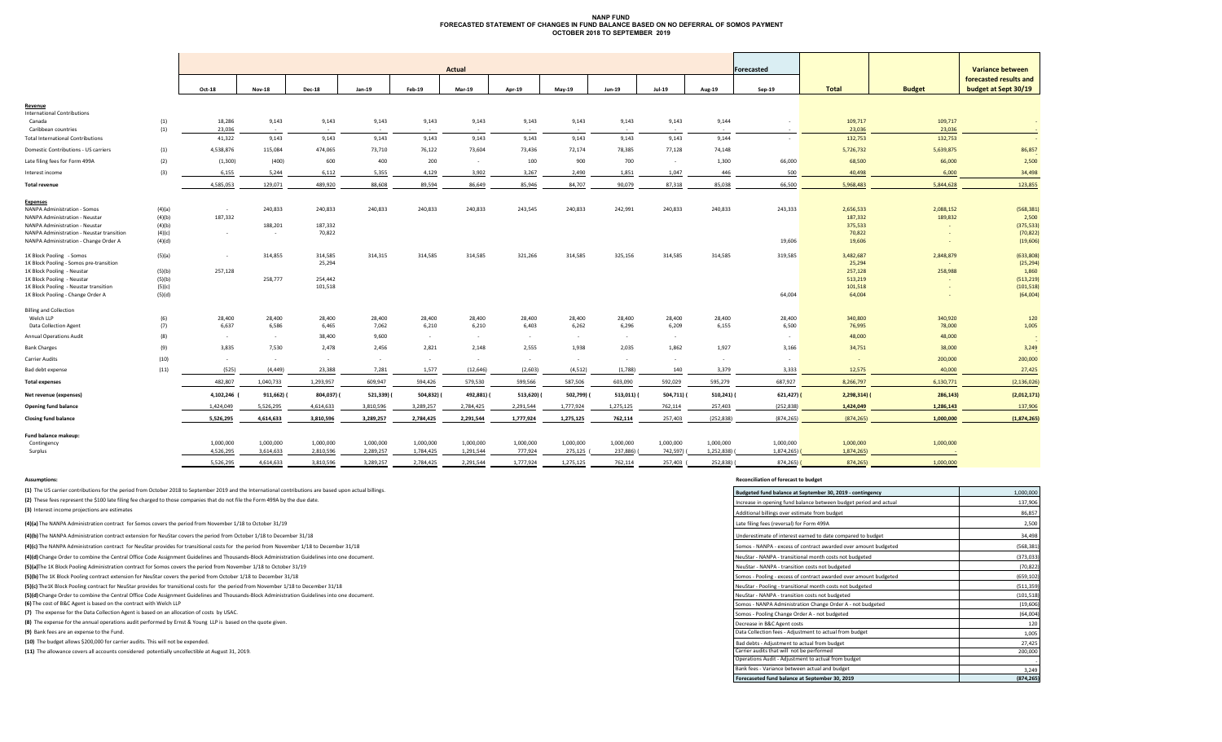# NANP FUND
## FORECASTED STATEMENT OF CHANGES IN FUND BALANCE BASED ON NO DEFERRAL OF SOMOS PAYMENT
### OCTOBER 2018 TO SEPTEMBER 2019

| | | Actual | | | | | | | | | | | Forecasted | | | Variance between forecasted results and budget at Sept 30/19 |
|---|---|---|---|---|---|---|---|---|---|---|---|---|---|---|---|---|
| | | Oct-18 | Nov-18 | Dec-18 | Jan-19 | Feb-19 | Mar-19 | Apr-19 | May-19 | Jun-19 | Jul-19 | Aug-19 | Sep-19 | Total | Budget | |
| **Revenue** | | | | | | | | | | | | | | | | |
| International Contributions | | | | | | | | | | | | | | | | |
| Canada | (1) | 18,286 | 9,143 | 9,143 | 9,143 | 9,143 | 9,143 | 9,143 | 9,143 | 9,143 | 9,143 | 9,144 | - | 109,717 | 109,717 | - |
| Caribbean countries | (1) | 23,036 | - | - | - | - | - | - | - | - | - | - | - | 23,036 | 23,036 | - |
| Total International Contributions | | 41,322 | 9,143 | 9,143 | 9,143 | 9,143 | 9,143 | 9,143 | 9,143 | 9,143 | 9,143 | 9,144 | - | 132,753 | 132,753 | - |
| Domestic Contributions - US carriers | (1) | 4,538,876 | 115,084 | 474,065 | 73,710 | 76,122 | 73,604 | 73,436 | 72,174 | 78,385 | 77,128 | 74,148 | | 5,726,732 | 5,639,875 | 86,857 |
| Late filing fees for Form 499A | (2) | (1,300) | (400) | 600 | 400 | 200 | - | 100 | 900 | 700 | - | 1,300 | 66,000 | 68,500 | 66,000 | 2,500 |
| Interest income | (3) | 6,155 | 5,244 | 6,112 | 5,355 | 4,129 | 3,902 | 3,267 | 2,490 | 1,851 | 1,047 | 446 | 500 | 40,498 | 6,000 | 34,498 |
| **Total revenue** | | 4,585,053 | 129,071 | 489,920 | 88,608 | 89,594 | 86,649 | 85,946 | 84,707 | 90,079 | 87,318 | 85,038 | 66,500 | 5,968,483 | 5,844,628 | 123,855 |
| **Expenses** | | | | | | | | | | | | | | | | |
| NANPA Administration - Somos | (4)(a) | - | 240,833 | 240,833 | 240,833 | 240,833 | 240,833 | 243,545 | 240,833 | 242,991 | 240,833 | 240,833 | 243,333 | 2,656,533 | 2,088,152 | (568,381) |
| NANPA Administration - Neustar | (4)(b) | 187,332 | | | | | | | | | | | | 187,332 | 189,832 | 2,500 |
| NANPA Administration - Neustar | (4)(b) | | 188,201 | 187,332 | | | | | | | | | | 375,533 | - | (375,533) |
| NANPA Administration - Neustar transition | (4)(c) | - | - | 70,822 | | | | | | | | | | 70,822 | - | (70,822) |
| NANPA Administration - Change Order A | (4)(d) | | | | | | | | | | | | 19,606 | 19,606 | - | (19,606) |
| 1K Block Pooling - Somos | (5)(a) | - | 314,855 | 314,585 | 314,315 | 314,585 | 314,585 | 321,266 | 314,585 | 325,156 | 314,585 | 314,585 | 319,585 | 3,482,687 | 2,848,879 | (633,808) |
| 1K Block Pooling - Somos pre-transition | | | | 25,294 | | | | | | | | | | 25,294 | - | (25,294) |
| 1K Block Pooling - Neustar | (5)(b) | 257,128 | | | | | | | | | | | | 257,128 | 258,988 | 1,860 |
| 1K Block Pooling - Neustar | (5)(b) | | 258,777 | 254,442 | | | | | | | | | | 513,219 | - | (513,219) |
| 1K Block Pooling - Neustar transition | (5)(c) | | | 101,518 | | | | | | | | | | 101,518 | - | (101,518) |
| 1K Block Pooling - Change Order A | (5)(d) | | | | | | | | | | | | 64,004 | 64,004 | - | (64,004) |
| Billing and Collection | | | | | | | | | | | | | | | | |
| Welch LLP | (6) | 28,400 | 28,400 | 28,400 | 28,400 | 28,400 | 28,400 | 28,400 | 28,400 | 28,400 | 28,400 | 28,400 | 28,400 | 340,800 | 340,920 | 120 |
| Data Collection Agent | (7) | 6,637 | 6,586 | 6,465 | 7,062 | 6,210 | 6,210 | 6,403 | 6,262 | 6,296 | 6,209 | 6,155 | 6,500 | 76,995 | 78,000 | 1,005 |
| Annual Operations Audit | (8) | - | - | 38,400 | 9,600 | - | - | - | - | - | - | - | - | 48,000 | 48,000 | - |
| Bank Charges | (9) | 3,835 | 7,530 | 2,478 | 2,456 | 2,821 | 2,148 | 2,555 | 1,938 | 2,035 | 1,862 | 1,927 | 3,166 | 34,751 | 38,000 | 3,249 |
| Carrier Audits | (10) | - | - | - | - | - | - | - | - | - | - | - | - | - | 200,000 | 200,000 |
| Bad debt expense | (11) | (525) | (4,449) | 23,388 | 7,281 | 1,577 | (12,646) | (2,603) | (4,512) | (1,788) | 140 | 3,379 | 3,333 | 12,575 | 40,000 | 27,425 |
| **Total expenses** | | 482,807 | 1,040,733 | 1,293,957 | 609,947 | 594,426 | 579,530 | 599,566 | 587,506 | 603,090 | 592,029 | 595,279 | 687,927 | 8,266,797 | 6,130,771 | (2,136,026) |
| **Net revenue (expenses)** | | 4,102,246 | (911,662) | (804,037) | (521,339) | (504,832) | (492,881) | (513,620) | (502,799) | (513,011) | (504,711) | (510,241) | (621,427) | (2,298,314) | (286,143) | (2,012,171) |
| **Opening fund balance** | | 1,424,049 | 5,526,295 | 4,614,633 | 3,810,596 | 3,289,257 | 2,784,425 | 2,291,544 | 1,777,924 | 1,275,125 | 762,114 | 257,403 | (252,838) | 1,424,049 | 1,286,143 | 137,906 |
| **Closing fund balance** | | 5,526,295 | 4,614,633 | 3,810,596 | 3,289,257 | 2,784,425 | 2,291,544 | 1,777,924 | 1,275,125 | 762,114 | 257,403 | (252,838) | (874,265) | (874,265) | 1,000,000 | (1,874,265) |
| **Fund balance makeup:** | | | | | | | | | | | | | | | | |
| Contingency | | 1,000,000 | 1,000,000 | 1,000,000 | 1,000,000 | 1,000,000 | 1,000,000 | 1,000,000 | 1,000,000 | 1,000,000 | 1,000,000 | 1,000,000 | 1,000,000 | 1,000,000 | 1,000,000 | |
| Surplus | | 4,526,295 | 3,614,633 | 2,810,596 | 2,289,257 | 1,784,425 | 1,291,544 | 777,924 | 275,125 | (237,886) | (742,597) | (1,252,838) | (1,874,265) | (1,874,265) | - | |
| | | 5,526,295 | 4,614,633 | 3,810,596 | 3,289,257 | 2,784,425 | 2,291,544 | 1,777,924 | 1,275,125 | 762,114 | 257,403 | (252,838) | (874,265) | (874,265) | 1,000,000 | |

**Assumptions:**

**(1)** The US carrier contributions for the period from October 2018 to September 2019 and the International contributions are based upon actual billings.

**(2)** These fees represent the $100 late filing fee charged to those companies that do not file the Form 499A by the due date.

**(3)** Interest income projections are estimates

**(4)(a)** The NANPA Administration contract for Somos covers the period from November 1/18 to October 31/19

**(4)(b)** The NANPA Administration contract extension for NeuStar covers the period from October 1/18 to December 31/18

**(4)(c)** The NANPA Administration contract for NeuStar provides for transitional costs for the period from November 1/18 to December 31/18

**(4)(d)** Change Order to combine the Central Office Code Assignment Guidelines and Thousands-Block Administration Guidelines into one document.

**(5)(a)** The 1K Block Pooling Administration contract for Somos covers the period from November 1/18 to October 31/19

**(5)(b)** The 1K Block Pooling contract extension for NeuStar covers the period from October 1/18 to December 31/18

**(5)(c)** The1K Block Pooling contract for NeuStar provides for transitional costs for the period from November 1/18 to December 31/18

**(5)(d)** Change Order to combine the Central Office Code Assignment Guidelines and Thousands-Block Administration Guidelines into one document.

**(6)** The cost of B&C Agent is based on the contract with Welch LLP

**(7)** The expense for the Data Collection Agent is based on an allocation of costs by USAC.

**(8)** The expense for the annual operations audit performed by Ernst & Young LLP is based on the quote given.

**(9)** Bank fees are an expense to the Fund.

**(10)** The budget allows $200,000 for carrier audits. This will not be expended.

**(11)** The allowance covers all accounts considered potentially uncollectible at August 31, 2019.

**Reconciliation of forecast to budget**

| | |
|---|---|
| **Budgeted fund balance at September 30, 2019 - contingency** | 1,000,000 |
| Increase in opening fund balance between budget period and actual | 137,906 |
| Additional billings over estimate from budget | 86,857 |
| Late filing fees (reversal) for Form 499A | 2,500 |
| Underestimate of interest earned to date compared to budget | 34,498 |
| Somos - NANPA - excess of contract awarded over amount budgeted | (568,381) |
| NeuStar - NANPA - transitional month costs not budgeted | (373,033) |
| NeuStar - NANPA - transition costs not budgeted | (70,822) |
| Somos - Pooling - excess of contract awarded over amount budgeted | (659,102) |
| NeuStar - Pooling - transitional month costs not budgeted | (511,359) |
| NeuStar - NANPA - transition costs not budgeted | (101,518) |
| Somos - NANPA Administration Change Order A - not budgeted | (19,606) |
| Somos - Pooling Change Order A - not budgeted | (64,004) |
| Decrease in B&C Agent costs | 120 |
| Data Collection fees - Adjustment to actual from budget | 1,005 |
| Bad debts - Adjustment to actual from budget | 27,425 |
| Carrier audits that will not be performed | 200,000 |
| Operations Audit - Adjustment to actual from budget | - |
| Bank fees - Variance between actual and budget | 3,249 |
| **Forecaseted fund balance at September 30, 2019** | **(874,265)** |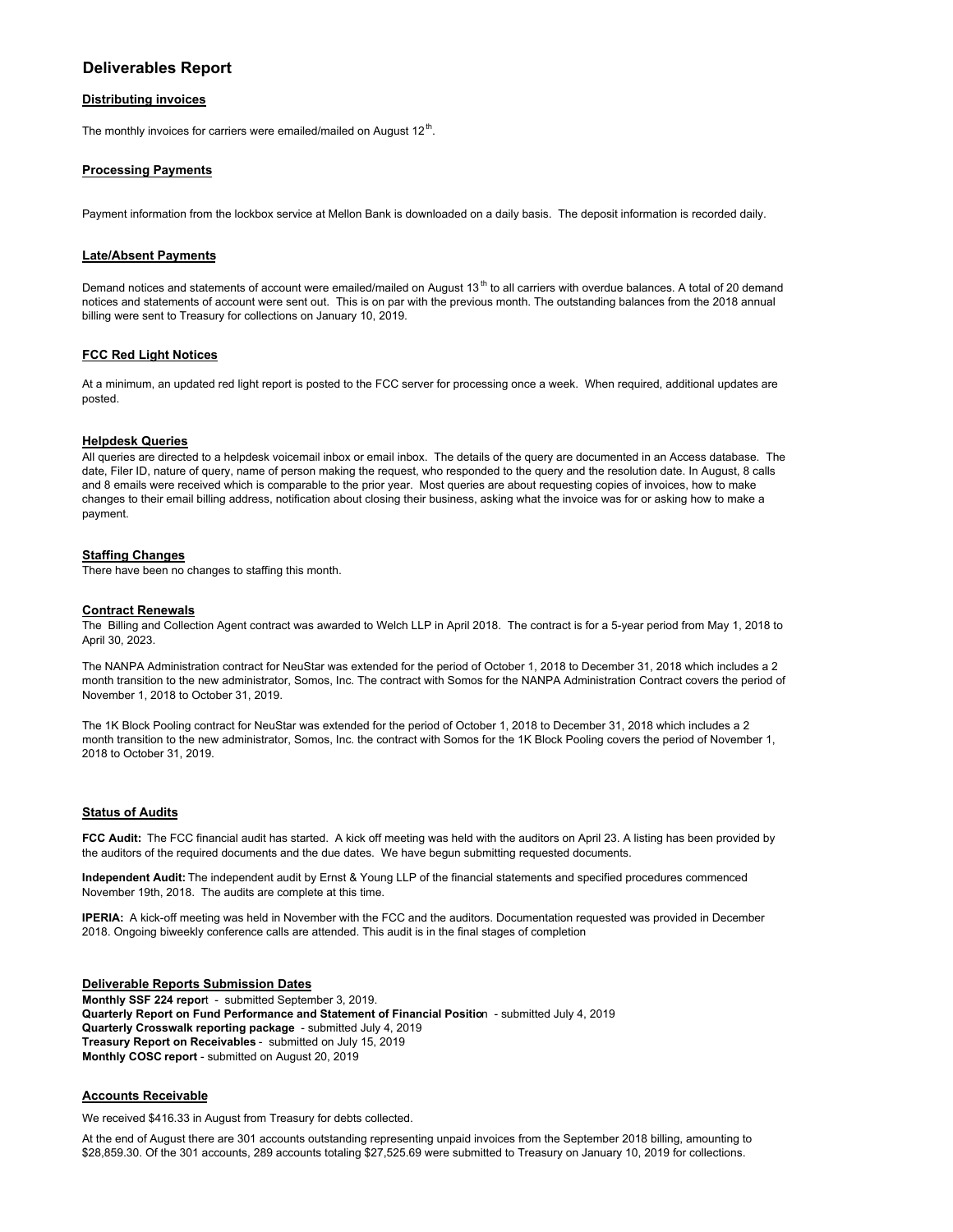# Deliverables Report

## Distributing invoices

The monthly invoices for carriers were emailed/mailed on August 12th.

## Processing Payments

Payment information from the lockbox service at Mellon Bank is downloaded on a daily basis. The deposit information is recorded daily.

## Late/Absent Payments

Demand notices and statements of account were emailed/mailed on August 13th to all carriers with overdue balances. A total of 20 demand notices and statements of account were sent out. This is on par with the previous month. The outstanding balances from the 2018 annual billing were sent to Treasury for collections on January 10, 2019.

## FCC Red Light Notices

At a minimum, an updated red light report is posted to the FCC server for processing once a week. When required, additional updates are posted.

## Helpdesk Queries

All queries are directed to a helpdesk voicemail inbox or email inbox. The details of the query are documented in an Access database. The date, Filer ID, nature of query, name of person making the request, who responded to the query and the resolution date. In August, 8 calls and 8 emails were received which is comparable to the prior year. Most queries are about requesting copies of invoices, how to make changes to their email billing address, notification about closing their business, asking what the invoice was for or asking how to make a payment.

## Staffing Changes

There have been no changes to staffing this month.

## Contract Renewals

The Billing and Collection Agent contract was awarded to Welch LLP in April 2018. The contract is for a 5-year period from May 1, 2018 to April 30, 2023.

The NANPA Administration contract for NeuStar was extended for the period of October 1, 2018 to December 31, 2018 which includes a 2 month transition to the new administrator, Somos, Inc. The contract with Somos for the NANPA Administration Contract covers the period of November 1, 2018 to October 31, 2019.

The 1K Block Pooling contract for NeuStar was extended for the period of October 1, 2018 to December 31, 2018 which includes a 2 month transition to the new administrator, Somos, Inc. the contract with Somos for the 1K Block Pooling covers the period of November 1, 2018 to October 31, 2019.

## Status of Audits

**FCC Audit:** The FCC financial audit has started. A kick off meeting was held with the auditors on April 23. A listing has been provided by the auditors of the required documents and the due dates. We have begun submitting requested documents.

**Independent Audit:** The independent audit by Ernst & Young LLP of the financial statements and specified procedures commenced November 19th, 2018. The audits are complete at this time.

**IPERIA:** A kick-off meeting was held in November with the FCC and the auditors. Documentation requested was provided in December 2018. Ongoing biweekly conference calls are attended. This audit is in the final stages of completion

## Deliverable Reports Submission Dates

**Monthly SSF 224 report** - submitted September 3, 2019.
**Quarterly Report on Fund Performance and Statement of Financial Position** - submitted July 4, 2019
**Quarterly Crosswalk reporting package** - submitted July 4, 2019
**Treasury Report on Receivables** - submitted on July 15, 2019
**Monthly COSC report** - submitted on August 20, 2019

## Accounts Receivable

We received $416.33 in August from Treasury for debts collected.

At the end of August there are 301 accounts outstanding representing unpaid invoices from the September 2018 billing, amounting to $28,859.30. Of the 301 accounts, 289 accounts totaling $27,525.69 were submitted to Treasury on January 10, 2019 for collections.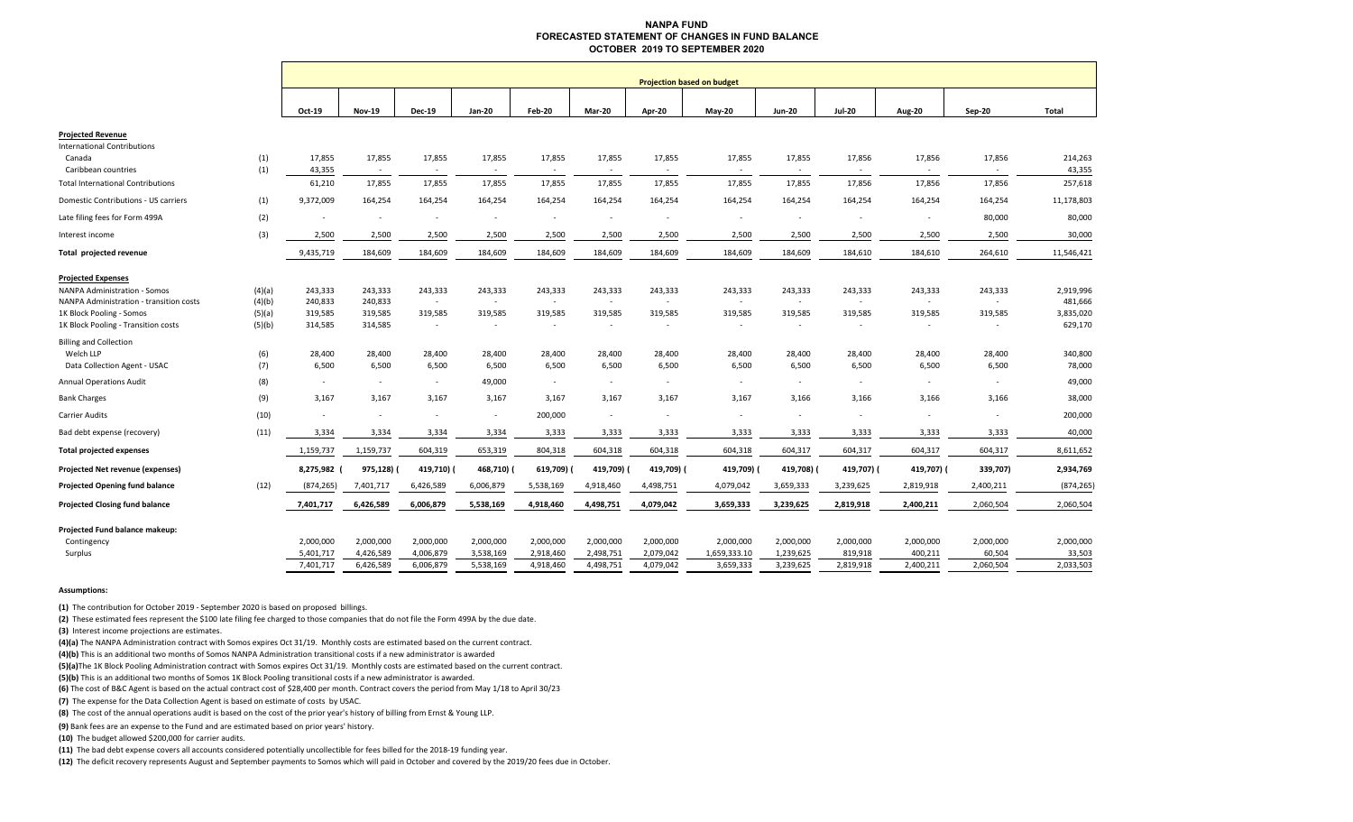# NANPA FUND
## FORECASTED STATEMENT OF CHANGES IN FUND BALANCE
## OCTOBER 2019 TO SEPTEMBER 2020

| | | Projection based on budget | | | | | | | | | | | | |
|---|---|---|---|---|---|---|---|---|---|---|---|---|---|---|
| | | Oct-19 | Nov-19 | Dec-19 | Jan-20 | Feb-20 | Mar-20 | Apr-20 | May-20 | Jun-20 | Jul-20 | Aug-20 | Sep-20 | Total |
| **Projected Revenue** | | | | | | | | | | | | | | |
| International Contributions | | | | | | | | | | | | | | |
| Canada | (1) | 17,855 | 17,855 | 17,855 | 17,855 | 17,855 | 17,855 | 17,855 | 17,855 | 17,855 | 17,856 | 17,856 | 17,856 | 214,263 |
| Caribbean countries | (1) | 43,355 | - | - | - | - | - | - | - | - | - | - | - | 43,355 |
| Total International Contributions | | 61,210 | 17,855 | 17,855 | 17,855 | 17,855 | 17,855 | 17,855 | 17,855 | 17,855 | 17,856 | 17,856 | 17,856 | 257,618 |
| Domestic Contributions - US carriers | (1) | 9,372,009 | 164,254 | 164,254 | 164,254 | 164,254 | 164,254 | 164,254 | 164,254 | 164,254 | 164,254 | 164,254 | 164,254 | 11,178,803 |
| Late filing fees for Form 499A | (2) | - | - | - | - | - | - | - | - | - | - | - | 80,000 | 80,000 |
| Interest income | (3) | 2,500 | 2,500 | 2,500 | 2,500 | 2,500 | 2,500 | 2,500 | 2,500 | 2,500 | 2,500 | 2,500 | 2,500 | 30,000 |
| **Total projected revenue** | | 9,435,719 | 184,609 | 184,609 | 184,609 | 184,609 | 184,609 | 184,609 | 184,609 | 184,609 | 184,610 | 184,610 | 264,610 | 11,546,421 |
| **Projected Expenses** | | | | | | | | | | | | | | |
| NANPA Administration - Somos | (4)(a) | 243,333 | 243,333 | 243,333 | 243,333 | 243,333 | 243,333 | 243,333 | 243,333 | 243,333 | 243,333 | 243,333 | 243,333 | 2,919,996 |
| NANPA Administration - transition costs | (4)(b) | 240,833 | 240,833 | - | - | - | - | - | - | - | - | - | - | 481,666 |
| 1K Block Pooling - Somos | (5)(a) | 319,585 | 319,585 | 319,585 | 319,585 | 319,585 | 319,585 | 319,585 | 319,585 | 319,585 | 319,585 | 319,585 | 319,585 | 3,835,020 |
| 1K Block Pooling - Transition costs | (5)(b) | 314,585 | 314,585 | - | - | - | - | - | - | - | - | - | - | 629,170 |
| Billing and Collection | | | | | | | | | | | | | | |
| Welch LLP | (6) | 28,400 | 28,400 | 28,400 | 28,400 | 28,400 | 28,400 | 28,400 | 28,400 | 28,400 | 28,400 | 28,400 | 28,400 | 340,800 |
| Data Collection Agent - USAC | (7) | 6,500 | 6,500 | 6,500 | 6,500 | 6,500 | 6,500 | 6,500 | 6,500 | 6,500 | 6,500 | 6,500 | 6,500 | 78,000 |
| Annual Operations Audit | (8) | - | - | - | 49,000 | - | - | - | - | - | - | - | - | 49,000 |
| Bank Charges | (9) | 3,167 | 3,167 | 3,167 | 3,167 | 3,167 | 3,167 | 3,167 | 3,167 | 3,166 | 3,166 | 3,166 | 3,166 | 38,000 |
| Carrier Audits | (10) | - | - | - | - | 200,000 | - | - | - | - | - | - | - | 200,000 |
| Bad debt expense (recovery) | (11) | 3,334 | 3,334 | 3,334 | 3,334 | 3,333 | 3,333 | 3,333 | 3,333 | 3,333 | 3,333 | 3,333 | 3,333 | 40,000 |
| **Total projected expenses** | | 1,159,737 | 1,159,737 | 604,319 | 653,319 | 804,318 | 604,318 | 604,318 | 604,318 | 604,317 | 604,317 | 604,317 | 604,317 | 8,611,652 |
| **Projected Net revenue (expenses)** | | 8,275,982 | (975,128) | (419,710) | (468,710) | (619,709) | (419,709) | (419,709) | (419,709) | (419,708) | (419,707) | (419,707) | (339,707) | 2,934,769 |
| **Projected Opening fund balance** | (12) | (874,265) | 7,401,717 | 6,426,589 | 6,006,879 | 5,538,169 | 4,918,460 | 4,498,751 | 4,079,042 | 3,659,333 | 3,239,625 | 2,819,918 | 2,400,211 | (874,265) |
| **Projected Closing fund balance** | | 7,401,717 | 6,426,589 | 6,006,879 | 5,538,169 | 4,918,460 | 4,498,751 | 4,079,042 | 3,659,333 | 3,239,625 | 2,819,918 | 2,400,211 | 2,060,504 | 2,060,504 |
| **Projected Fund balance makeup:** | | | | | | | | | | | | | | |
| Contingency | | 2,000,000 | 2,000,000 | 2,000,000 | 2,000,000 | 2,000,000 | 2,000,000 | 2,000,000 | 2,000,000 | 2,000,000 | 2,000,000 | 2,000,000 | 2,000,000 | 2,000,000 |
| Surplus | | 5,401,717 | 4,426,589 | 4,006,879 | 3,538,169 | 2,918,460 | 2,498,751 | 2,079,042 | 1,659,333.10 | 1,239,625 | 819,918 | 400,211 | 60,504 | 33,503 |
| | | 7,401,717 | 6,426,589 | 6,006,879 | 5,538,169 | 4,918,460 | 4,498,751 | 4,079,042 | 3,659,333 | 3,239,625 | 2,819,918 | 2,400,211 | 2,060,504 | 2,033,503 |

**Assumptions:**

**(1)** The contribution for October 2019 - September 2020 is based on proposed billings.

**(2)** These estimated fees represent the $100 late filing fee charged to those companies that do not file the Form 499A by the due date.

**(3)** Interest income projections are estimates.

**(4)(a)** The NANPA Administration contract with Somos expires Oct 31/19. Monthly costs are estimated based on the current contract.

**(4)(b)** This is an additional two months of Somos NANPA Administration transitional costs if a new administrator is awarded

**(5)(a)**The 1K Block Pooling Administration contract with Somos expires Oct 31/19. Monthly costs are estimated based on the current contract.

**(5)(b)** This is an additional two months of Somos 1K Block Pooling transitional costs if a new administrator is awarded.

**(6)** The cost of B&C Agent is based on the actual contract cost of $28,400 per month. Contract covers the period from May 1/18 to April 30/23

**(7)** The expense for the Data Collection Agent is based on estimate of costs by USAC.

**(8)** The cost of the annual operations audit is based on the cost of the prior year's history of billing from Ernst & Young LLP.

**(9)** Bank fees are an expense to the Fund and are estimated based on prior years' history.

**(10)** The budget allowed $200,000 for carrier audits.

**(11)** The bad debt expense covers all accounts considered potentially uncollectible for fees billed for the 2018-19 funding year.

**(12)** The deficit recovery represents August and September payments to Somos which will paid in October and covered by the 2019/20 fees due in October.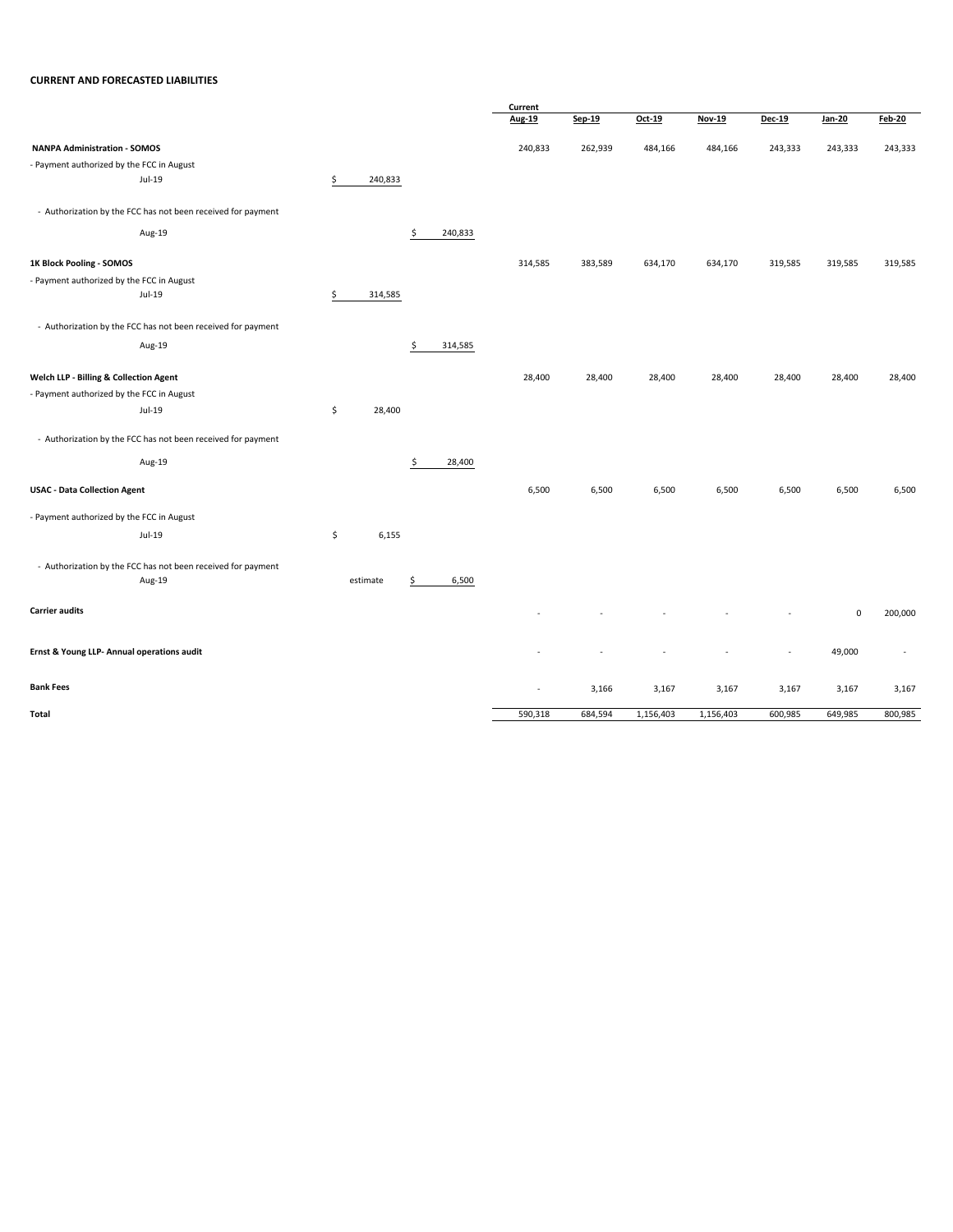**CURRENT AND FORECASTED LIABILITIES**

| | | | Current Aug-19 | Sep-19 | Oct-19 | Nov-19 | Dec-19 | Jan-20 | Feb-20 |
|---|---|---|---|---|---|---|---|---|---|
| **NANPA Administration - SOMOS** | | | 240,833 | 262,939 | 484,166 | 484,166 | 243,333 | 243,333 | 243,333 |
| - Payment authorized by the FCC in August | | | | | | | | | |
| Jul-19 | $ 240,833 | | | | | | | | |
| - Authorization by the FCC has not been received for payment | | | | | | | | | |
| Aug-19 | | $ 240,833 | | | | | | | |
| **1K Block Pooling - SOMOS** | | | 314,585 | 383,589 | 634,170 | 634,170 | 319,585 | 319,585 | 319,585 |
| - Payment authorized by the FCC in August | | | | | | | | | |
| Jul-19 | $ 314,585 | | | | | | | | |
| - Authorization by the FCC has not been received for payment | | | | | | | | | |
| Aug-19 | | $ 314,585 | | | | | | | |
| **Welch LLP - Billing & Collection Agent** | | | 28,400 | 28,400 | 28,400 | 28,400 | 28,400 | 28,400 | 28,400 |
| - Payment authorized by the FCC in August | | | | | | | | | |
| Jul-19 | $ 28,400 | | | | | | | | |
| - Authorization by the FCC has not been received for payment | | | | | | | | | |
| Aug-19 | | $ 28,400 | | | | | | | |
| **USAC - Data Collection Agent** | | | 6,500 | 6,500 | 6,500 | 6,500 | 6,500 | 6,500 | 6,500 |
| - Payment authorized by the FCC in August | | | | | | | | | |
| Jul-19 | $ 6,155 | | | | | | | | |
| - Authorization by the FCC has not been received for payment | | | | | | | | | |
| Aug-19 | estimate | $ 6,500 | | | | | | | |
| **Carrier audits** | | | - | - | - | - | - | 0 | 200,000 |
| **Ernst & Young LLP- Annual operations audit** | | | - | - | - | - | - | 49,000 | - |
| **Bank Fees** | | | - | 3,166 | 3,167 | 3,167 | 3,167 | 3,167 | 3,167 |
| **Total** | | | 590,318 | 684,594 | 1,156,403 | 1,156,403 | 600,985 | 649,985 | 800,985 |